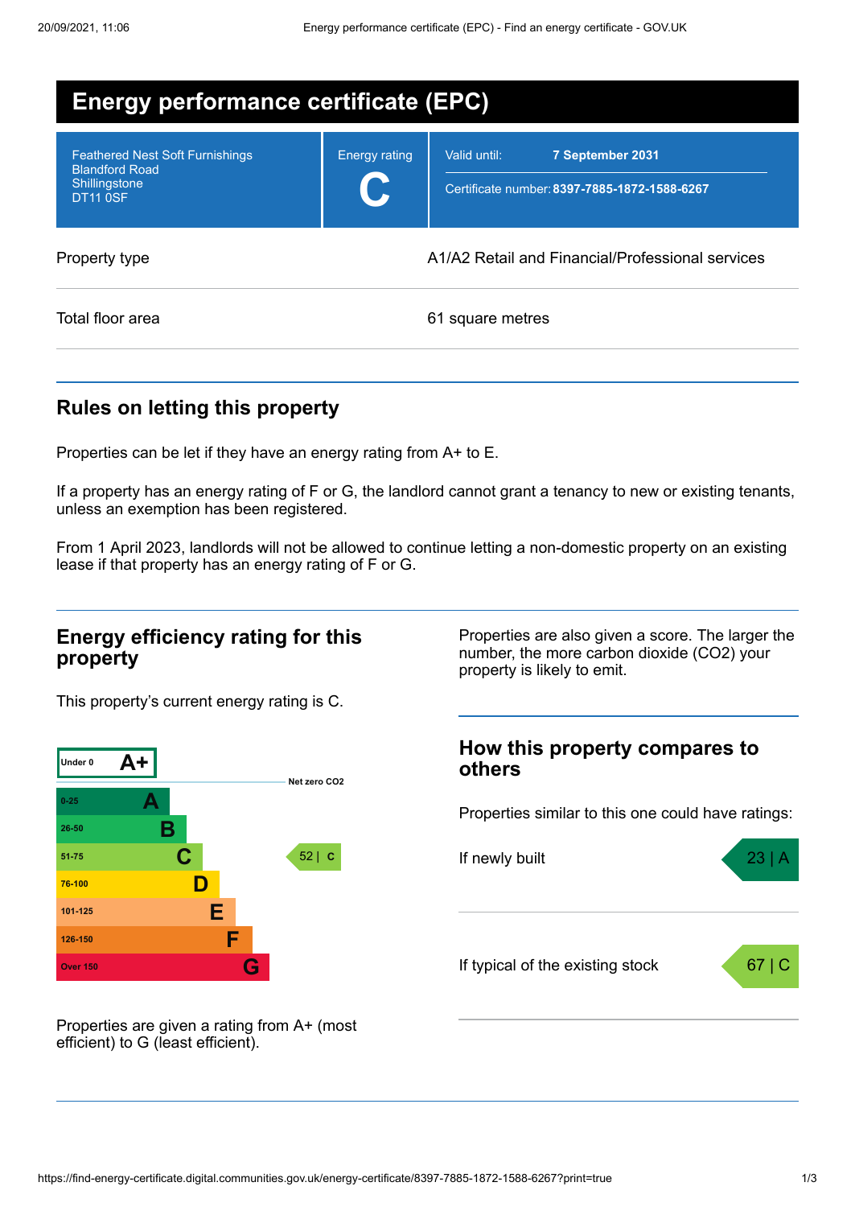# Energy performance certificate (EPC)

Feathered Nest Soft Furnishings
Blandford Road
Shillingstone
DT11 0SF

Energy rating

**C**

Valid until: **7 September 2031**

Certificate number: **8397-7885-1872-1588-6267**

| | |
|---|---|
| Property type | A1/A2 Retail and Financial/Professional services |
| Total floor area | 61 square metres |

## Rules on letting this property

Properties can be let if they have an energy rating from A+ to E.

If a property has an energy rating of F or G, the landlord cannot grant a tenancy to new or existing tenants, unless an exemption has been registered.

From 1 April 2023, landlords will not be allowed to continue letting a non-domestic property on an existing lease if that property has an energy rating of F or G.

## Energy efficiency rating for this property

This property's current energy rating is C.

| Score | Rating |
|---|---|
| Under 0 | A+ |
| 0-25 | A |
| 26-50 | B |
| 51-75 | C |
| 76-100 | D |
| 101-125 | E |
| 126-150 | F |
| Over 150 | G |

Net zero CO2

Current: 52 | C

Properties are given a rating from A+ (most efficient) to G (least efficient).

Properties are also given a score. The larger the number, the more carbon dioxide (CO2) your property is likely to emit.

## How this property compares to others

Properties similar to this one could have ratings:

| | |
|---|---|
| If newly built | 23 \| A |
| If typical of the existing stock | 67 \| C |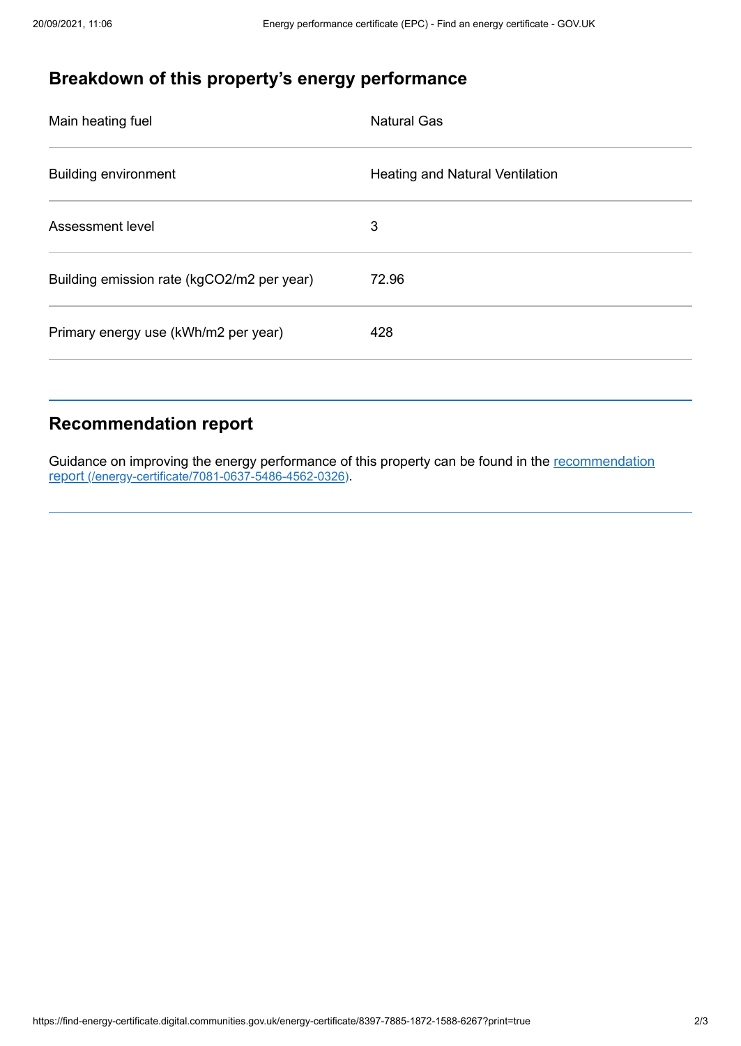## Breakdown of this property's energy performance

| | |
|---|---|
| Main heating fuel | Natural Gas |
| Building environment | Heating and Natural Ventilation |
| Assessment level | 3 |
| Building emission rate (kgCO2/m2 per year) | 72.96 |
| Primary energy use (kWh/m2 per year) | 428 |

## Recommendation report

Guidance on improving the energy performance of this property can be found in the recommendation report (/energy-certificate/7081-0637-5486-4562-0326).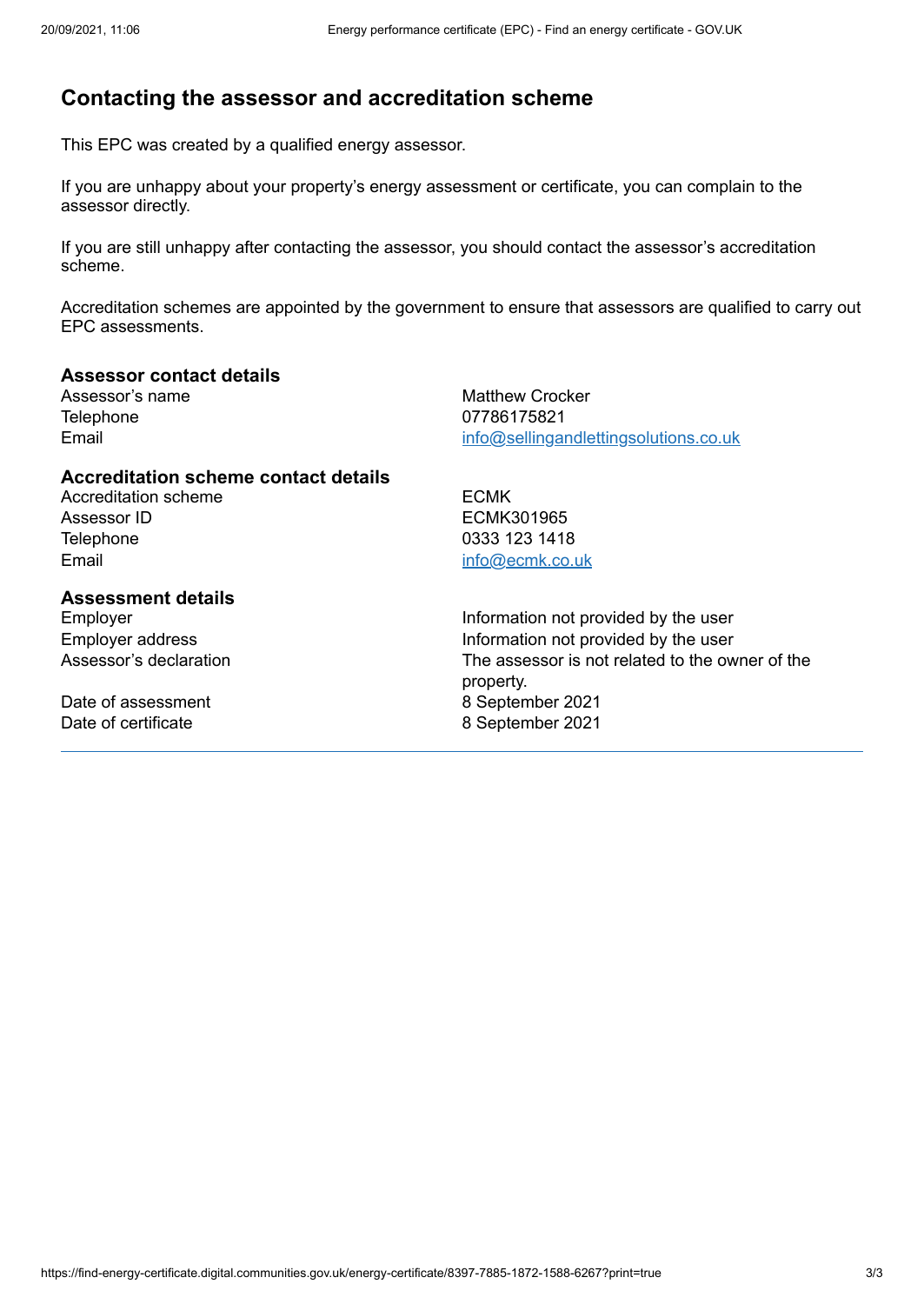## Contacting the assessor and accreditation scheme

This EPC was created by a qualified energy assessor.

If you are unhappy about your property's energy assessment or certificate, you can complain to the assessor directly.

If you are still unhappy after contacting the assessor, you should contact the assessor's accreditation scheme.

Accreditation schemes are appointed by the government to ensure that assessors are qualified to carry out EPC assessments.

### Assessor contact details

| | |
|---|---|
| Assessor's name | Matthew Crocker |
| Telephone | 07786175821 |
| Email | info@sellingandlettingsolutions.co.uk |

### Accreditation scheme contact details

| | |
|---|---|
| Accreditation scheme | ECMK |
| Assessor ID | ECMK301965 |
| Telephone | 0333 123 1418 |
| Email | info@ecmk.co.uk |

### Assessment details

| | |
|---|---|
| Employer | Information not provided by the user |
| Employer address | Information not provided by the user |
| Assessor's declaration | The assessor is not related to the owner of the property. |
| Date of assessment | 8 September 2021 |
| Date of certificate | 8 September 2021 |